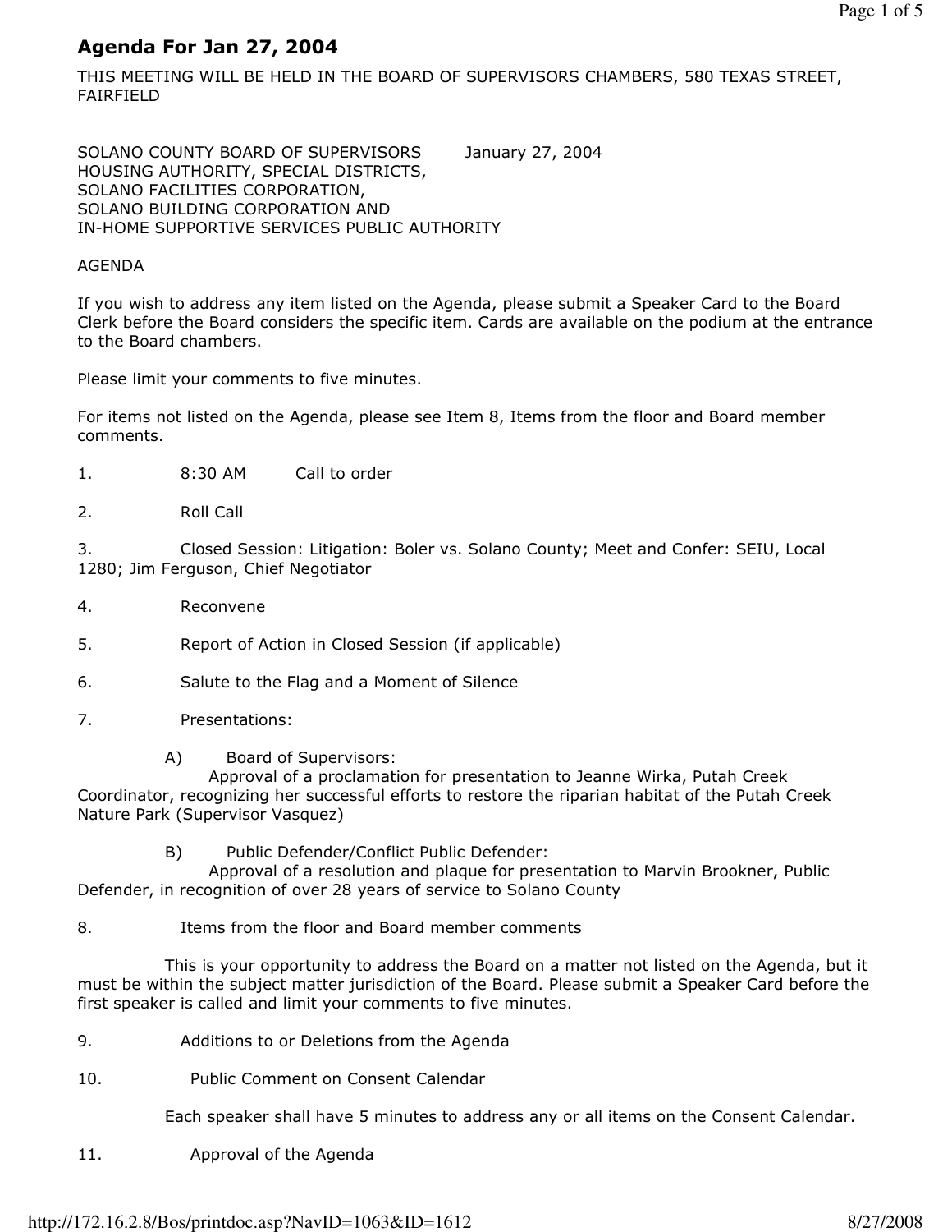# Agenda For Jan 27, 2004

THIS MEETING WILL BE HELD IN THE BOARD OF SUPERVISORS CHAMBERS, 580 TEXAS STREET, FAIRFIELD

SOLANO COUNTY BOARD OF SUPERVISORS January 27, 2004
HOUSING AUTHORITY, SPECIAL DISTRICTS,
SOLANO FACILITIES CORPORATION,
SOLANO BUILDING CORPORATION AND
IN-HOME SUPPORTIVE SERVICES PUBLIC AUTHORITY

AGENDA

If you wish to address any item listed on the Agenda, please submit a Speaker Card to the Board Clerk before the Board considers the specific item. Cards are available on the podium at the entrance to the Board chambers.

Please limit your comments to five minutes.

For items not listed on the Agenda, please see Item 8, Items from the floor and Board member comments.

1. 8:30 AM Call to order

2. Roll Call

3. Closed Session: Litigation: Boler vs. Solano County; Meet and Confer: SEIU, Local 1280; Jim Ferguson, Chief Negotiator

4. Reconvene

5. Report of Action in Closed Session (if applicable)

6. Salute to the Flag and a Moment of Silence

7. Presentations:

   A) Board of Supervisors:
   Approval of a proclamation for presentation to Jeanne Wirka, Putah Creek Coordinator, recognizing her successful efforts to restore the riparian habitat of the Putah Creek Nature Park (Supervisor Vasquez)

   B) Public Defender/Conflict Public Defender:
   Approval of a resolution and plaque for presentation to Marvin Brookner, Public Defender, in recognition of over 28 years of service to Solano County

8. Items from the floor and Board member comments

   This is your opportunity to address the Board on a matter not listed on the Agenda, but it must be within the subject matter jurisdiction of the Board. Please submit a Speaker Card before the first speaker is called and limit your comments to five minutes.

9. Additions to or Deletions from the Agenda

10. Public Comment on Consent Calendar

    Each speaker shall have 5 minutes to address any or all items on the Consent Calendar.

11. Approval of the Agenda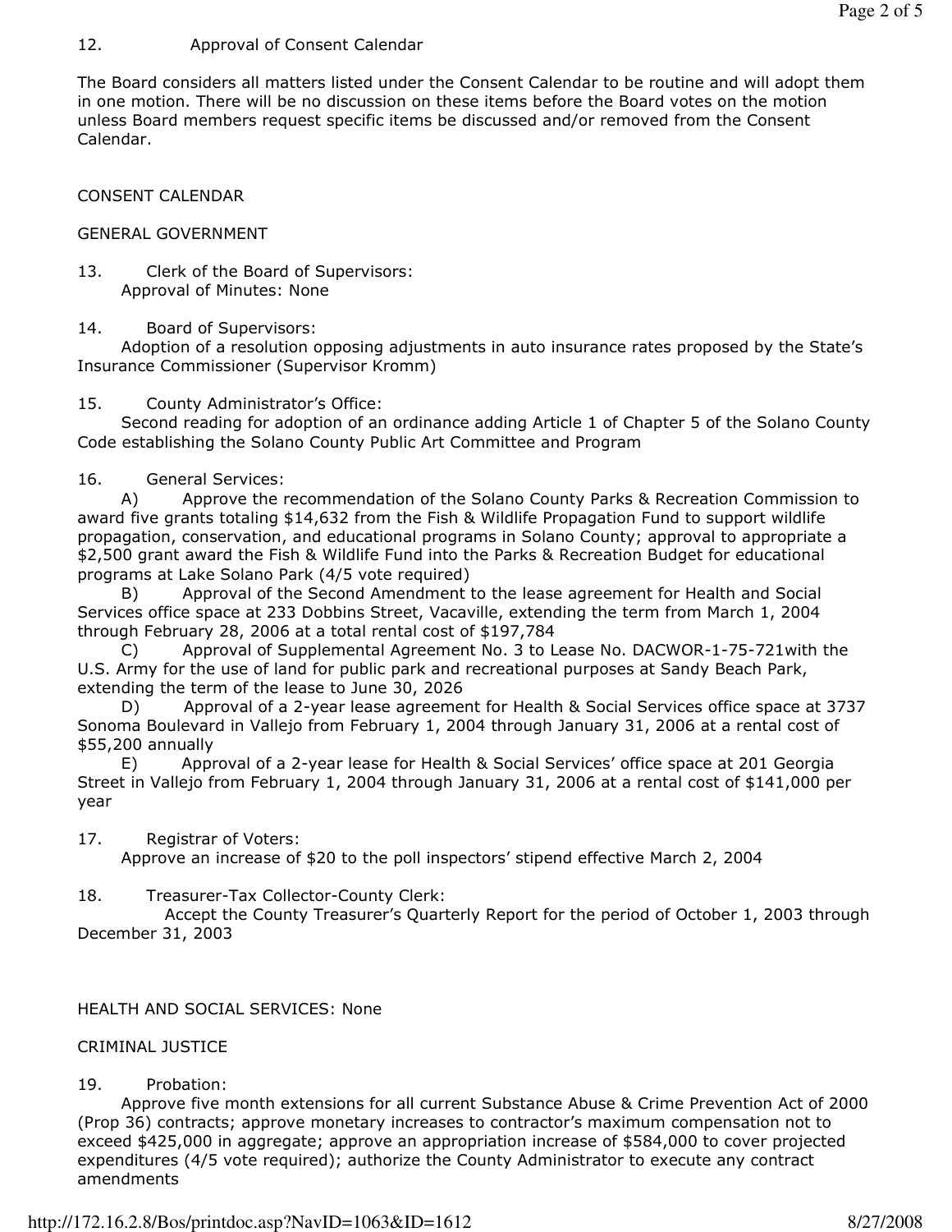12. Approval of Consent Calendar

The Board considers all matters listed under the Consent Calendar to be routine and will adopt them in one motion. There will be no discussion on these items before the Board votes on the motion unless Board members request specific items be discussed and/or removed from the Consent Calendar.

CONSENT CALENDAR

GENERAL GOVERNMENT

13. Clerk of the Board of Supervisors:
Approval of Minutes: None

14. Board of Supervisors:
Adoption of a resolution opposing adjustments in auto insurance rates proposed by the State's Insurance Commissioner (Supervisor Kromm)

15. County Administrator's Office:
Second reading for adoption of an ordinance adding Article 1 of Chapter 5 of the Solano County Code establishing the Solano County Public Art Committee and Program

16. General Services:
A) Approve the recommendation of the Solano County Parks & Recreation Commission to award five grants totaling $14,632 from the Fish & Wildlife Propagation Fund to support wildlife propagation, conservation, and educational programs in Solano County; approval to appropriate a $2,500 grant award the Fish & Wildlife Fund into the Parks & Recreation Budget for educational programs at Lake Solano Park (4/5 vote required)
B) Approval of the Second Amendment to the lease agreement for Health and Social Services office space at 233 Dobbins Street, Vacaville, extending the term from March 1, 2004 through February 28, 2006 at a total rental cost of $197,784
C) Approval of Supplemental Agreement No. 3 to Lease No. DACWOR-1-75-721with the U.S. Army for the use of land for public park and recreational purposes at Sandy Beach Park, extending the term of the lease to June 30, 2026
D) Approval of a 2-year lease agreement for Health & Social Services office space at 3737 Sonoma Boulevard in Vallejo from February 1, 2004 through January 31, 2006 at a rental cost of $55,200 annually
E) Approval of a 2-year lease for Health & Social Services' office space at 201 Georgia Street in Vallejo from February 1, 2004 through January 31, 2006 at a rental cost of $141,000 per year

17. Registrar of Voters:
Approve an increase of $20 to the poll inspectors' stipend effective March 2, 2004

18. Treasurer-Tax Collector-County Clerk:
Accept the County Treasurer's Quarterly Report for the period of October 1, 2003 through December 31, 2003

HEALTH AND SOCIAL SERVICES: None

CRIMINAL JUSTICE

19. Probation:
Approve five month extensions for all current Substance Abuse & Crime Prevention Act of 2000 (Prop 36) contracts; approve monetary increases to contractor's maximum compensation not to exceed $425,000 in aggregate; approve an appropriation increase of $584,000 to cover projected expenditures (4/5 vote required); authorize the County Administrator to execute any contract amendments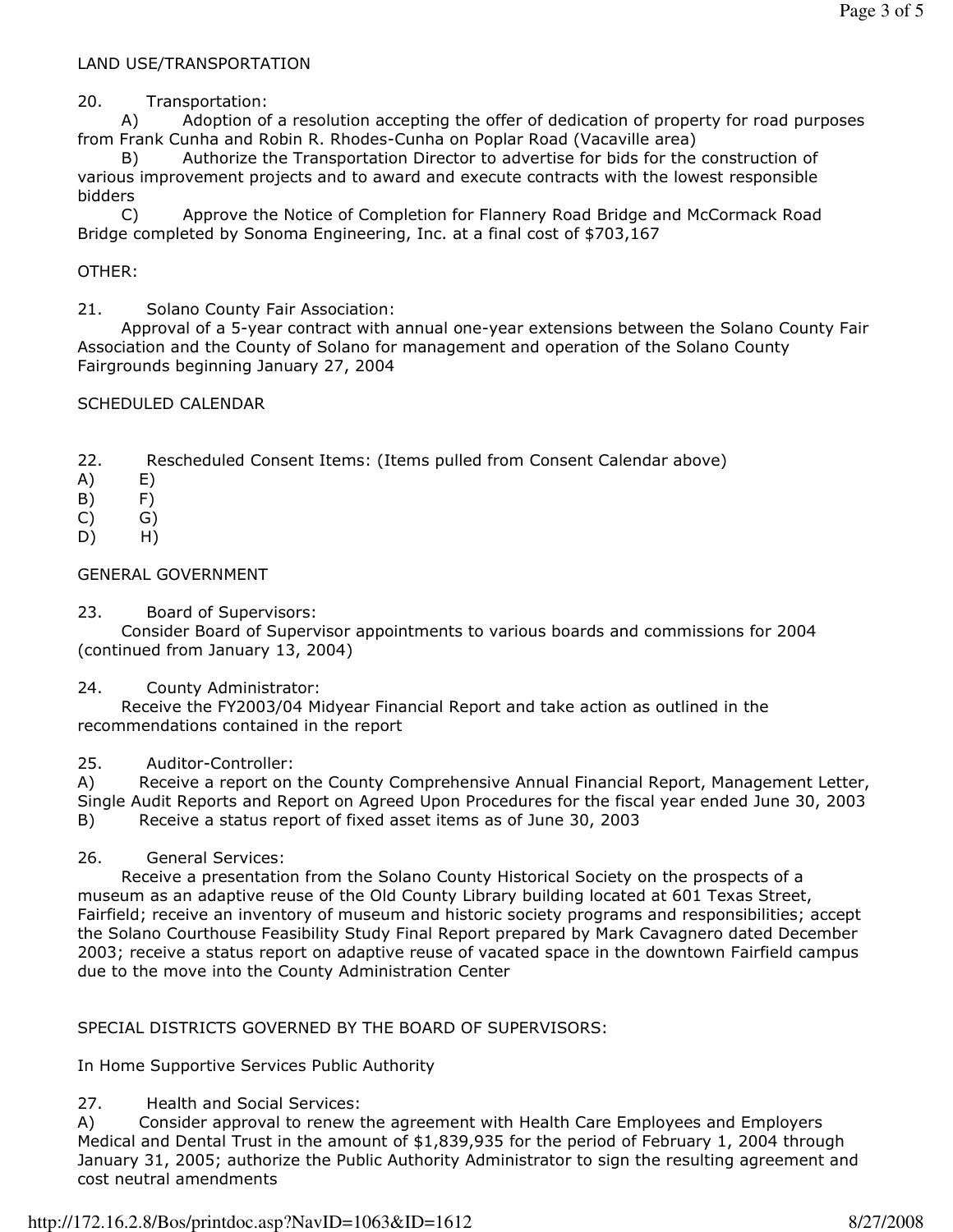LAND USE/TRANSPORTATION

20. Transportation:

A) Adoption of a resolution accepting the offer of dedication of property for road purposes from Frank Cunha and Robin R. Rhodes-Cunha on Poplar Road (Vacaville area)

B) Authorize the Transportation Director to advertise for bids for the construction of various improvement projects and to award and execute contracts with the lowest responsible bidders

C) Approve the Notice of Completion for Flannery Road Bridge and McCormack Road Bridge completed by Sonoma Engineering, Inc. at a final cost of $703,167

OTHER:

21. Solano County Fair Association:

Approval of a 5-year contract with annual one-year extensions between the Solano County Fair Association and the County of Solano for management and operation of the Solano County Fairgrounds beginning January 27, 2004

SCHEDULED CALENDAR

22. Rescheduled Consent Items: (Items pulled from Consent Calendar above)

A) E)
B) F)
C) G)
D) H)

GENERAL GOVERNMENT

23. Board of Supervisors:

Consider Board of Supervisor appointments to various boards and commissions for 2004 (continued from January 13, 2004)

24. County Administrator:

Receive the FY2003/04 Midyear Financial Report and take action as outlined in the recommendations contained in the report

25. Auditor-Controller:

A) Receive a report on the County Comprehensive Annual Financial Report, Management Letter, Single Audit Reports and Report on Agreed Upon Procedures for the fiscal year ended June 30, 2003

B) Receive a status report of fixed asset items as of June 30, 2003

26. General Services:

Receive a presentation from the Solano County Historical Society on the prospects of a museum as an adaptive reuse of the Old County Library building located at 601 Texas Street, Fairfield; receive an inventory of museum and historic society programs and responsibilities; accept the Solano Courthouse Feasibility Study Final Report prepared by Mark Cavagnero dated December 2003; receive a status report on adaptive reuse of vacated space in the downtown Fairfield campus due to the move into the County Administration Center

SPECIAL DISTRICTS GOVERNED BY THE BOARD OF SUPERVISORS:

In Home Supportive Services Public Authority

27. Health and Social Services:

A) Consider approval to renew the agreement with Health Care Employees and Employers Medical and Dental Trust in the amount of $1,839,935 for the period of February 1, 2004 through January 31, 2005; authorize the Public Authority Administrator to sign the resulting agreement and cost neutral amendments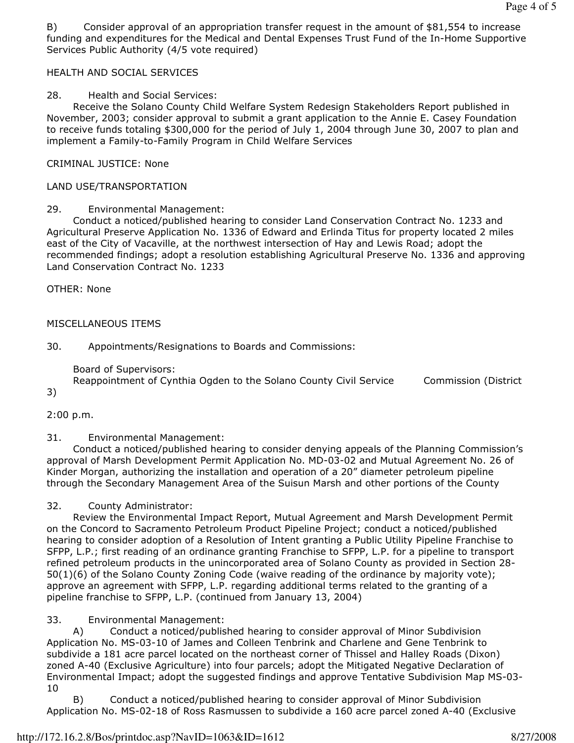B) Consider approval of an appropriation transfer request in the amount of $81,554 to increase funding and expenditures for the Medical and Dental Expenses Trust Fund of the In-Home Supportive Services Public Authority (4/5 vote required)

HEALTH AND SOCIAL SERVICES

28. Health and Social Services:
Receive the Solano County Child Welfare System Redesign Stakeholders Report published in November, 2003; consider approval to submit a grant application to the Annie E. Casey Foundation to receive funds totaling $300,000 for the period of July 1, 2004 through June 30, 2007 to plan and implement a Family-to-Family Program in Child Welfare Services

CRIMINAL JUSTICE: None

LAND USE/TRANSPORTATION

29. Environmental Management:
Conduct a noticed/published hearing to consider Land Conservation Contract No. 1233 and Agricultural Preserve Application No. 1336 of Edward and Erlinda Titus for property located 2 miles east of the City of Vacaville, at the northwest intersection of Hay and Lewis Road; adopt the recommended findings; adopt a resolution establishing Agricultural Preserve No. 1336 and approving Land Conservation Contract No. 1233

OTHER: None

MISCELLANEOUS ITEMS

30. Appointments/Resignations to Boards and Commissions:

Board of Supervisors:
Reappointment of Cynthia Ogden to the Solano County Civil Service Commission (District 3)

2:00 p.m.

31. Environmental Management:
Conduct a noticed/published hearing to consider denying appeals of the Planning Commission's approval of Marsh Development Permit Application No. MD-03-02 and Mutual Agreement No. 26 of Kinder Morgan, authorizing the installation and operation of a 20" diameter petroleum pipeline through the Secondary Management Area of the Suisun Marsh and other portions of the County

32. County Administrator:
Review the Environmental Impact Report, Mutual Agreement and Marsh Development Permit on the Concord to Sacramento Petroleum Product Pipeline Project; conduct a noticed/published hearing to consider adoption of a Resolution of Intent granting a Public Utility Pipeline Franchise to SFPP, L.P.; first reading of an ordinance granting Franchise to SFPP, L.P. for a pipeline to transport refined petroleum products in the unincorporated area of Solano County as provided in Section 28-50(1)(6) of the Solano County Zoning Code (waive reading of the ordinance by majority vote); approve an agreement with SFPP, L.P. regarding additional terms related to the granting of a pipeline franchise to SFPP, L.P. (continued from January 13, 2004)

33. Environmental Management:
A) Conduct a noticed/published hearing to consider approval of Minor Subdivision Application No. MS-03-10 of James and Colleen Tenbrink and Charlene and Gene Tenbrink to subdivide a 181 acre parcel located on the northeast corner of Thissel and Halley Roads (Dixon) zoned A-40 (Exclusive Agriculture) into four parcels; adopt the Mitigated Negative Declaration of Environmental Impact; adopt the suggested findings and approve Tentative Subdivision Map MS-03-10
B) Conduct a noticed/published hearing to consider approval of Minor Subdivision Application No. MS-02-18 of Ross Rasmussen to subdivide a 160 acre parcel zoned A-40 (Exclusive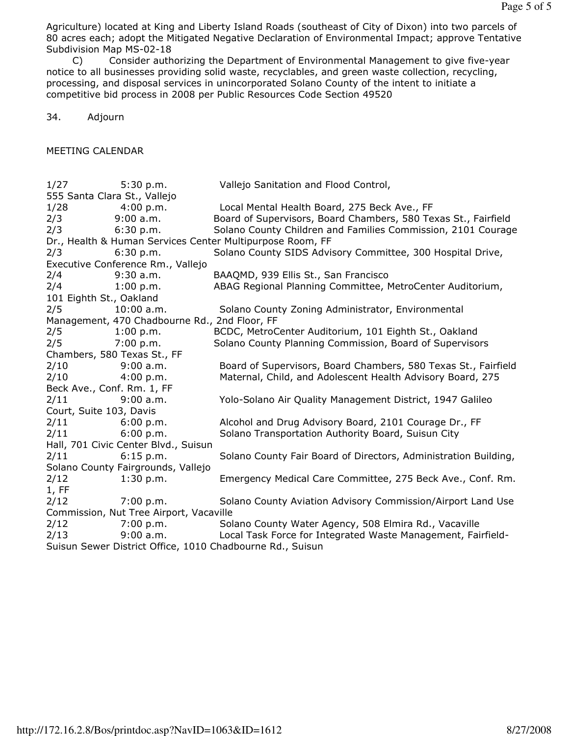Agriculture) located at King and Liberty Island Roads (southeast of City of Dixon) into two parcels of 80 acres each; adopt the Mitigated Negative Declaration of Environmental Impact; approve Tentative Subdivision Map MS-02-18

C) Consider authorizing the Department of Environmental Management to give five-year notice to all businesses providing solid waste, recyclables, and green waste collection, recycling, processing, and disposal services in unincorporated Solano County of the intent to initiate a competitive bid process in 2008 per Public Resources Code Section 49520

34. Adjourn

MEETING CALENDAR

1/27 5:30 p.m. Vallejo Sanitation and Flood Control, 555 Santa Clara St., Vallejo
1/28 4:00 p.m. Local Mental Health Board, 275 Beck Ave., FF
2/3 9:00 a.m. Board of Supervisors, Board Chambers, 580 Texas St., Fairfield
2/3 6:30 p.m. Solano County Children and Families Commission, 2101 Courage Dr., Health & Human Services Center Multipurpose Room, FF
2/3 6:30 p.m. Solano County SIDS Advisory Committee, 300 Hospital Drive, Executive Conference Rm., Vallejo
2/4 9:30 a.m. BAAQMD, 939 Ellis St., San Francisco
2/4 1:00 p.m. ABAG Regional Planning Committee, MetroCenter Auditorium, 101 Eighth St., Oakland
2/5 10:00 a.m. Solano County Zoning Administrator, Environmental Management, 470 Chadbourne Rd., 2nd Floor, FF
2/5 1:00 p.m. BCDC, MetroCenter Auditorium, 101 Eighth St., Oakland
2/5 7:00 p.m. Solano County Planning Commission, Board of Supervisors Chambers, 580 Texas St., FF
2/10 9:00 a.m. Board of Supervisors, Board Chambers, 580 Texas St., Fairfield
2/10 4:00 p.m. Maternal, Child, and Adolescent Health Advisory Board, 275 Beck Ave., Conf. Rm. 1, FF
2/11 9:00 a.m. Yolo-Solano Air Quality Management District, 1947 Galileo Court, Suite 103, Davis
2/11 6:00 p.m. Alcohol and Drug Advisory Board, 2101 Courage Dr., FF
2/11 6:00 p.m. Solano Transportation Authority Board, Suisun City Hall, 701 Civic Center Blvd., Suisun
2/11 6:15 p.m. Solano County Fair Board of Directors, Administration Building, Solano County Fairgrounds, Vallejo
2/12 1:30 p.m. Emergency Medical Care Committee, 275 Beck Ave., Conf. Rm. 1, FF
2/12 7:00 p.m. Solano County Aviation Advisory Commission/Airport Land Use Commission, Nut Tree Airport, Vacaville
2/12 7:00 p.m. Solano County Water Agency, 508 Elmira Rd., Vacaville
2/13 9:00 a.m. Local Task Force for Integrated Waste Management, Fairfield-Suisun Sewer District Office, 1010 Chadbourne Rd., Suisun